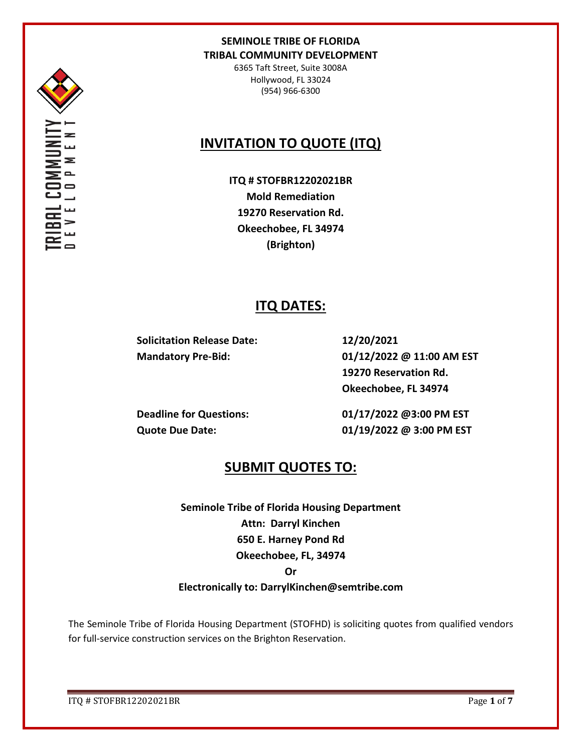**SEMINOLE TRIBE OF FLORIDA**
**TRIBAL COMMUNITY DEVELOPMENT**

6365 Taft Street, Suite 3008A
Hollywood, FL 33024
(954) 966-6300

# INVITATION TO QUOTE (ITQ)

**ITQ # STOFBR12202021BR**
**Mold Remediation**
**19270 Reservation Rd.**
**Okeechobee, FL 34974**
**(Brighton)**

## ITQ DATES:

| | |
|---|---|
| **Solicitation Release Date:** | **12/20/2021** |
| **Mandatory Pre-Bid:** | **01/12/2022 @ 11:00 AM EST**<br>**19270 Reservation Rd.**<br>**Okeechobee, FL 34974** |
| **Deadline for Questions:** | **01/17/2022 @3:00 PM EST** |
| **Quote Due Date:** | **01/19/2022 @ 3:00 PM EST** |

## SUBMIT QUOTES TO:

**Seminole Tribe of Florida Housing Department**
**Attn: Darryl Kinchen**
**650 E. Harney Pond Rd**
**Okeechobee, FL, 34974**
**Or**
**Electronically to: DarrylKinchen@semtribe.com**

The Seminole Tribe of Florida Housing Department (STOFHD) is soliciting quotes from qualified vendors for full-service construction services on the Brighton Reservation.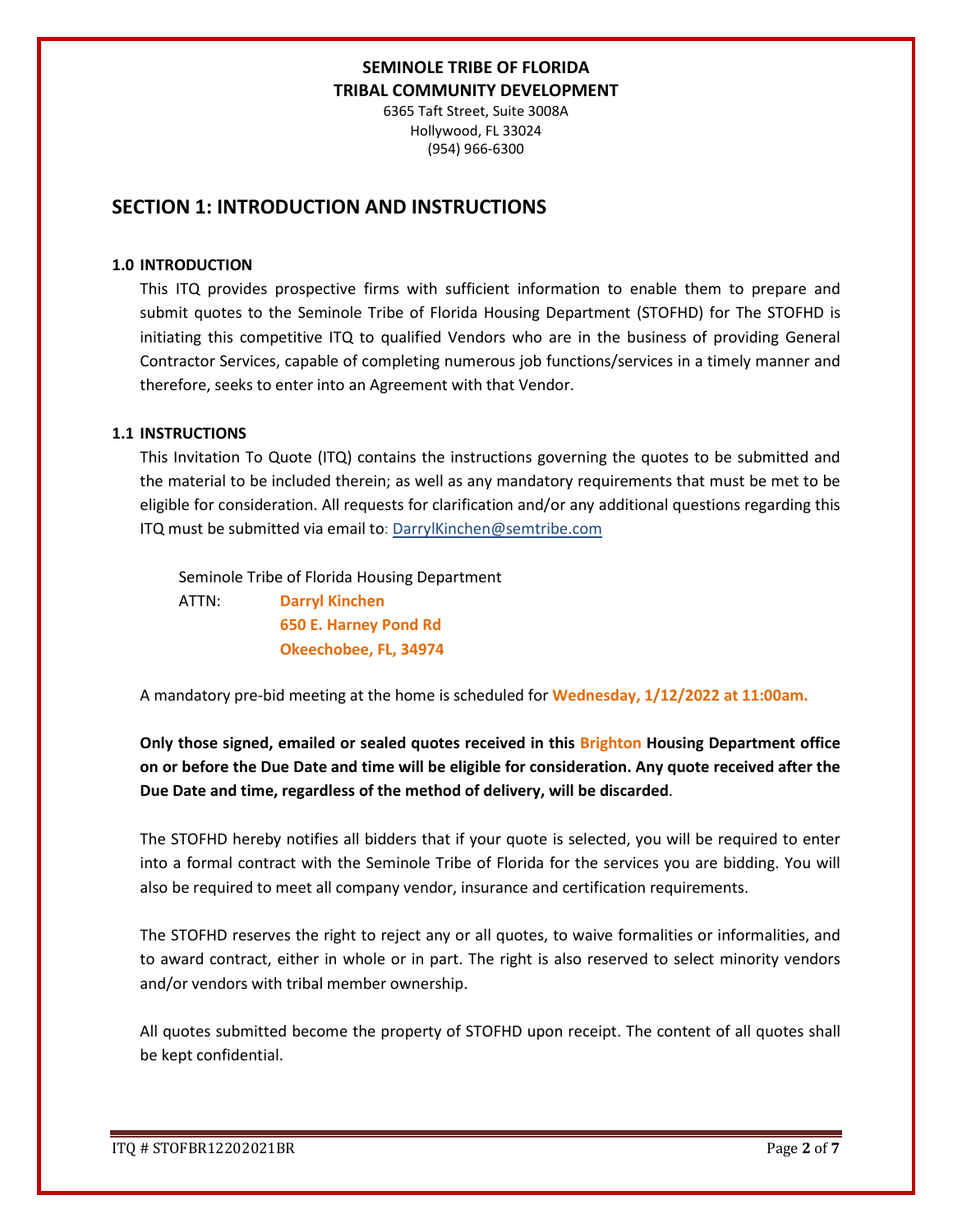**SEMINOLE TRIBE OF FLORIDA**
**TRIBAL COMMUNITY DEVELOPMENT**
6365 Taft Street, Suite 3008A
Hollywood, FL 33024
(954) 966-6300

# SECTION 1: INTRODUCTION AND INSTRUCTIONS

## 1.0 INTRODUCTION

This ITQ provides prospective firms with sufficient information to enable them to prepare and submit quotes to the Seminole Tribe of Florida Housing Department (STOFHD) for The STOFHD is initiating this competitive ITQ to qualified Vendors who are in the business of providing General Contractor Services, capable of completing numerous job functions/services in a timely manner and therefore, seeks to enter into an Agreement with that Vendor.

## 1.1 INSTRUCTIONS

This Invitation To Quote (ITQ) contains the instructions governing the quotes to be submitted and the material to be included therein; as well as any mandatory requirements that must be met to be eligible for consideration. All requests for clarification and/or any additional questions regarding this ITQ must be submitted via email to: DarrylKinchen@semtribe.com

Seminole Tribe of Florida Housing Department
ATTN: **Darryl Kinchen**
**650 E. Harney Pond Rd**
**Okeechobee, FL, 34974**

A mandatory pre-bid meeting at the home is scheduled for **Wednesday, 1/12/2022 at 11:00am.**

**Only those signed, emailed or sealed quotes received in this Brighton Housing Department office on or before the Due Date and time will be eligible for consideration. Any quote received after the Due Date and time, regardless of the method of delivery, will be discarded**.

The STOFHD hereby notifies all bidders that if your quote is selected, you will be required to enter into a formal contract with the Seminole Tribe of Florida for the services you are bidding. You will also be required to meet all company vendor, insurance and certification requirements.

The STOFHD reserves the right to reject any or all quotes, to waive formalities or informalities, and to award contract, either in whole or in part. The right is also reserved to select minority vendors and/or vendors with tribal member ownership.

All quotes submitted become the property of STOFHD upon receipt. The content of all quotes shall be kept confidential.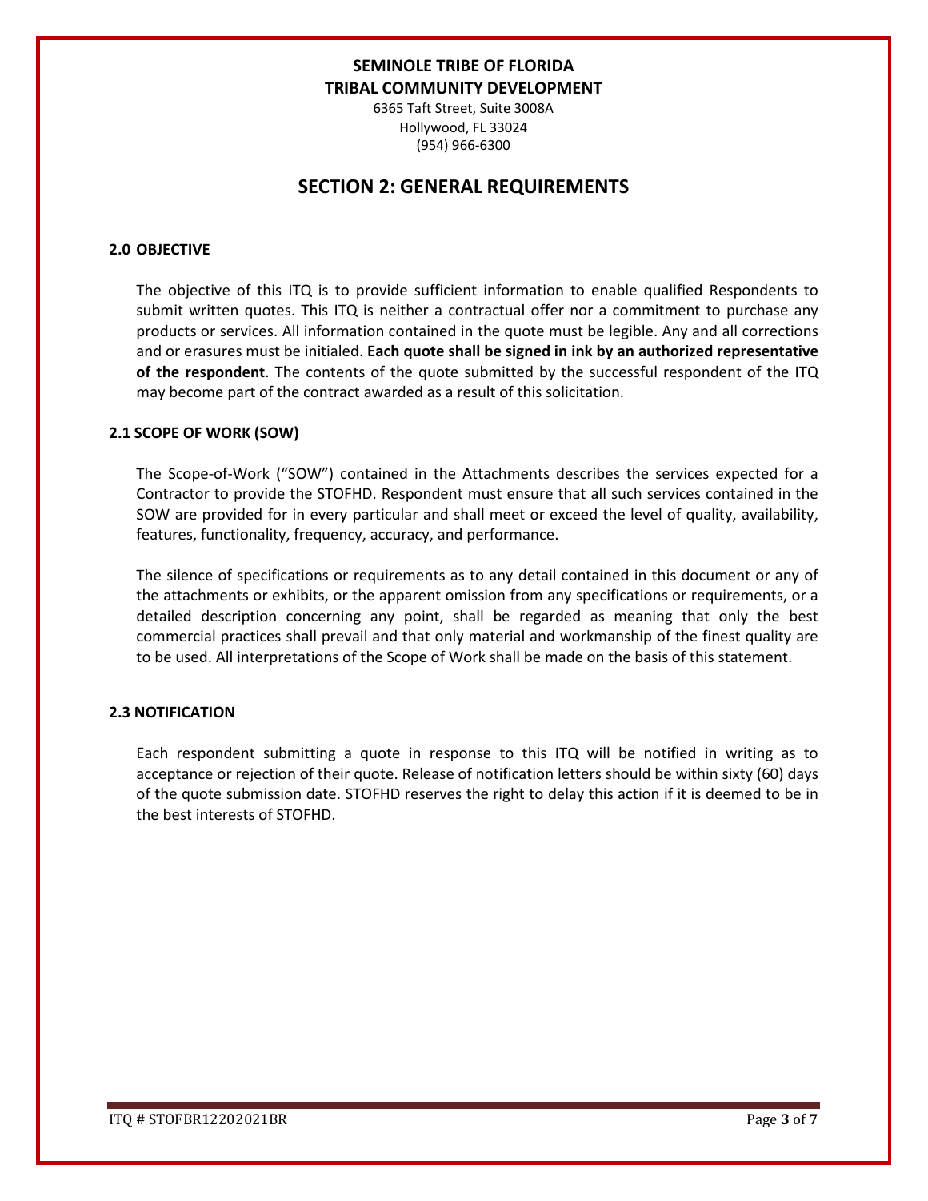**SEMINOLE TRIBE OF FLORIDA**
**TRIBAL COMMUNITY DEVELOPMENT**
6365 Taft Street, Suite 3008A
Hollywood, FL 33024
(954) 966-6300

# SECTION 2: GENERAL REQUIREMENTS

### 2.0 OBJECTIVE

The objective of this ITQ is to provide sufficient information to enable qualified Respondents to submit written quotes. This ITQ is neither a contractual offer nor a commitment to purchase any products or services. All information contained in the quote must be legible. Any and all corrections and or erasures must be initialed. **Each quote shall be signed in ink by an authorized representative of the respondent**. The contents of the quote submitted by the successful respondent of the ITQ may become part of the contract awarded as a result of this solicitation.

### 2.1 SCOPE OF WORK (SOW)

The Scope-of-Work ("SOW") contained in the Attachments describes the services expected for a Contractor to provide the STOFHD. Respondent must ensure that all such services contained in the SOW are provided for in every particular and shall meet or exceed the level of quality, availability, features, functionality, frequency, accuracy, and performance.

The silence of specifications or requirements as to any detail contained in this document or any of the attachments or exhibits, or the apparent omission from any specifications or requirements, or a detailed description concerning any point, shall be regarded as meaning that only the best commercial practices shall prevail and that only material and workmanship of the finest quality are to be used. All interpretations of the Scope of Work shall be made on the basis of this statement.

### 2.3 NOTIFICATION

Each respondent submitting a quote in response to this ITQ will be notified in writing as to acceptance or rejection of their quote. Release of notification letters should be within sixty (60) days of the quote submission date. STOFHD reserves the right to delay this action if it is deemed to be in the best interests of STOFHD.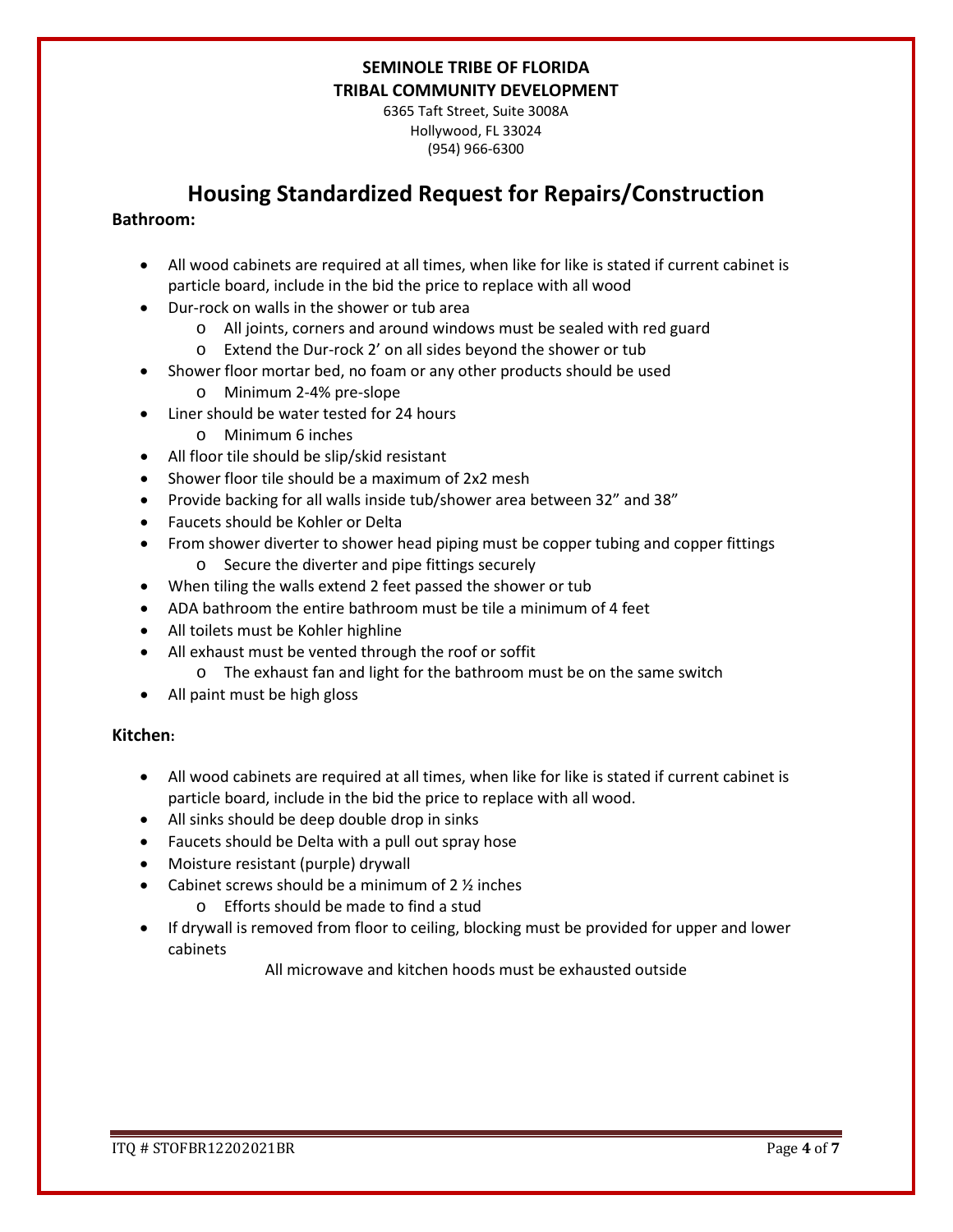**SEMINOLE TRIBE OF FLORIDA**
**TRIBAL COMMUNITY DEVELOPMENT**
6365 Taft Street, Suite 3008A
Hollywood, FL 33024
(954) 966-6300

# Housing Standardized Request for Repairs/Construction

**Bathroom:**

- All wood cabinets are required at all times, when like for like is stated if current cabinet is particle board, include in the bid the price to replace with all wood
- Dur-rock on walls in the shower or tub area
    - All joints, corners and around windows must be sealed with red guard
    - Extend the Dur-rock 2' on all sides beyond the shower or tub
- Shower floor mortar bed, no foam or any other products should be used
    - Minimum 2-4% pre-slope
- Liner should be water tested for 24 hours
    - Minimum 6 inches
- All floor tile should be slip/skid resistant
- Shower floor tile should be a maximum of 2x2 mesh
- Provide backing for all walls inside tub/shower area between 32" and 38"
- Faucets should be Kohler or Delta
- From shower diverter to shower head piping must be copper tubing and copper fittings
    - Secure the diverter and pipe fittings securely
- When tiling the walls extend 2 feet passed the shower or tub
- ADA bathroom the entire bathroom must be tile a minimum of 4 feet
- All toilets must be Kohler highline
- All exhaust must be vented through the roof or soffit
    - The exhaust fan and light for the bathroom must be on the same switch
- All paint must be high gloss

**Kitchen:**

- All wood cabinets are required at all times, when like for like is stated if current cabinet is particle board, include in the bid the price to replace with all wood.
- All sinks should be deep double drop in sinks
- Faucets should be Delta with a pull out spray hose
- Moisture resistant (purple) drywall
- Cabinet screws should be a minimum of 2 ½ inches
    - Efforts should be made to find a stud
- If drywall is removed from floor to ceiling, blocking must be provided for upper and lower cabinets

All microwave and kitchen hoods must be exhausted outside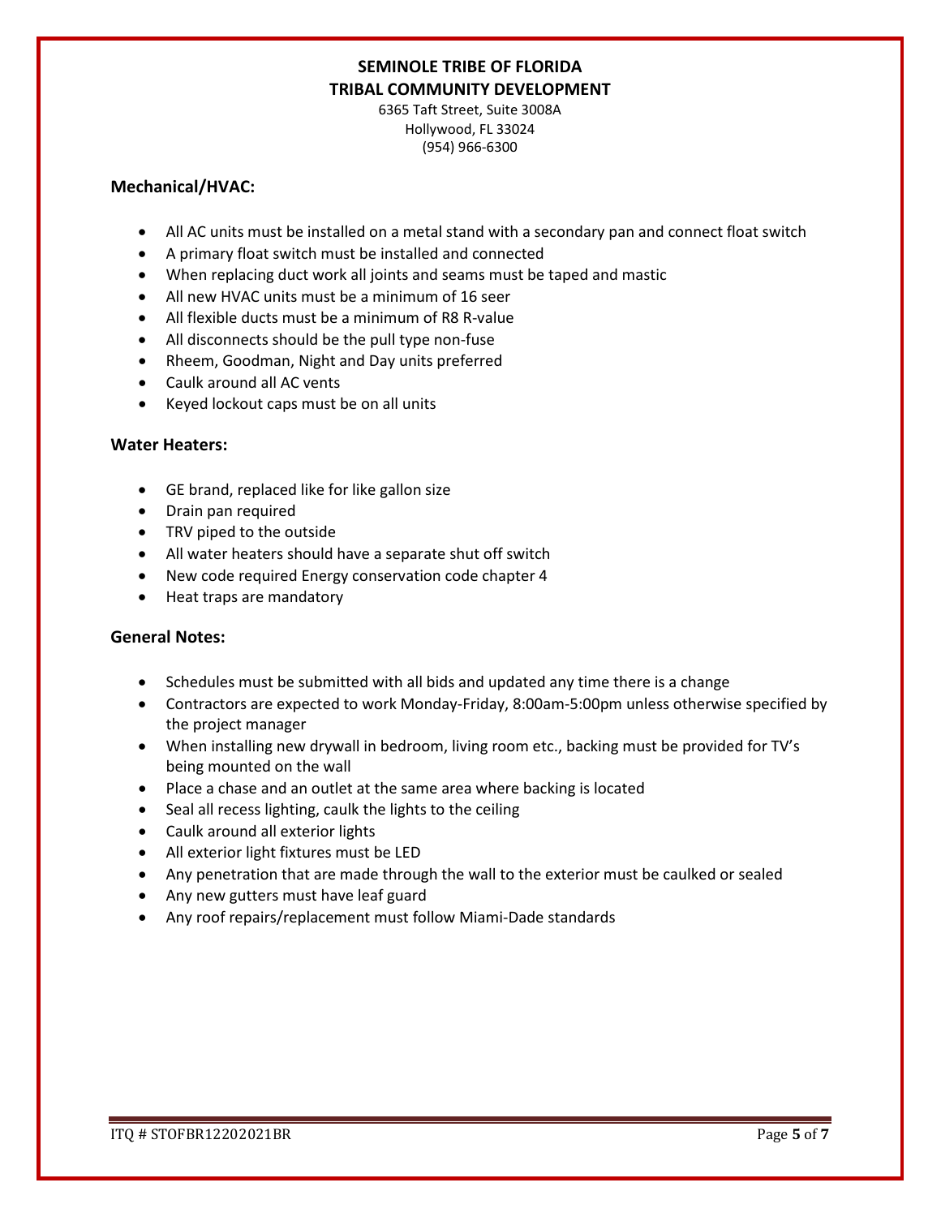**SEMINOLE TRIBE OF FLORIDA**
**TRIBAL COMMUNITY DEVELOPMENT**
6365 Taft Street, Suite 3008A
Hollywood, FL 33024
(954) 966-6300

### Mechanical/HVAC:

- All AC units must be installed on a metal stand with a secondary pan and connect float switch
- A primary float switch must be installed and connected
- When replacing duct work all joints and seams must be taped and mastic
- All new HVAC units must be a minimum of 16 seer
- All flexible ducts must be a minimum of R8 R-value
- All disconnects should be the pull type non-fuse
- Rheem, Goodman, Night and Day units preferred
- Caulk around all AC vents
- Keyed lockout caps must be on all units

### Water Heaters:

- GE brand, replaced like for like gallon size
- Drain pan required
- TRV piped to the outside
- All water heaters should have a separate shut off switch
- New code required Energy conservation code chapter 4
- Heat traps are mandatory

### General Notes:

- Schedules must be submitted with all bids and updated any time there is a change
- Contractors are expected to work Monday-Friday, 8:00am-5:00pm unless otherwise specified by the project manager
- When installing new drywall in bedroom, living room etc., backing must be provided for TV's being mounted on the wall
- Place a chase and an outlet at the same area where backing is located
- Seal all recess lighting, caulk the lights to the ceiling
- Caulk around all exterior lights
- All exterior light fixtures must be LED
- Any penetration that are made through the wall to the exterior must be caulked or sealed
- Any new gutters must have leaf guard
- Any roof repairs/replacement must follow Miami-Dade standards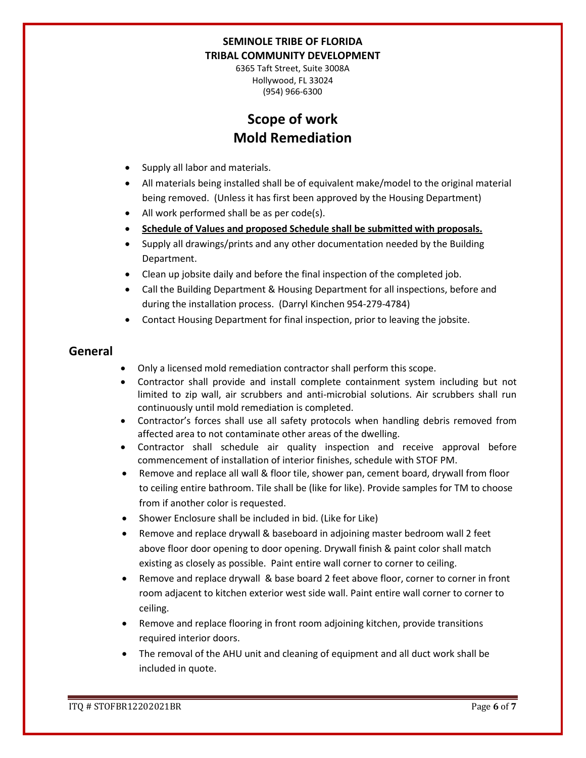**SEMINOLE TRIBE OF FLORIDA**
**TRIBAL COMMUNITY DEVELOPMENT**

6365 Taft Street, Suite 3008A
Hollywood, FL 33024
(954) 966-6300

# Scope of work
# Mold Remediation

- Supply all labor and materials.
- All materials being installed shall be of equivalent make/model to the original material being removed. (Unless it has first been approved by the Housing Department)
- All work performed shall be as per code(s).
- **Schedule of Values and proposed Schedule shall be submitted with proposals.**
- Supply all drawings/prints and any other documentation needed by the Building Department.
- Clean up jobsite daily and before the final inspection of the completed job.
- Call the Building Department & Housing Department for all inspections, before and during the installation process. (Darryl Kinchen 954-279-4784)
- Contact Housing Department for final inspection, prior to leaving the jobsite.

## General

- Only a licensed mold remediation contractor shall perform this scope.
- Contractor shall provide and install complete containment system including but not limited to zip wall, air scrubbers and anti-microbial solutions. Air scrubbers shall run continuously until mold remediation is completed.
- Contractor's forces shall use all safety protocols when handling debris removed from affected area to not contaminate other areas of the dwelling.
- Contractor shall schedule air quality inspection and receive approval before commencement of installation of interior finishes, schedule with STOF PM.
- Remove and replace all wall & floor tile, shower pan, cement board, drywall from floor to ceiling entire bathroom. Tile shall be (like for like). Provide samples for TM to choose from if another color is requested.
- Shower Enclosure shall be included in bid. (Like for Like)
- Remove and replace drywall & baseboard in adjoining master bedroom wall 2 feet above floor door opening to door opening. Drywall finish & paint color shall match existing as closely as possible. Paint entire wall corner to corner to ceiling.
- Remove and replace drywall & base board 2 feet above floor, corner to corner in front room adjacent to kitchen exterior west side wall. Paint entire wall corner to corner to ceiling.
- Remove and replace flooring in front room adjoining kitchen, provide transitions required interior doors.
- The removal of the AHU unit and cleaning of equipment and all duct work shall be included in quote.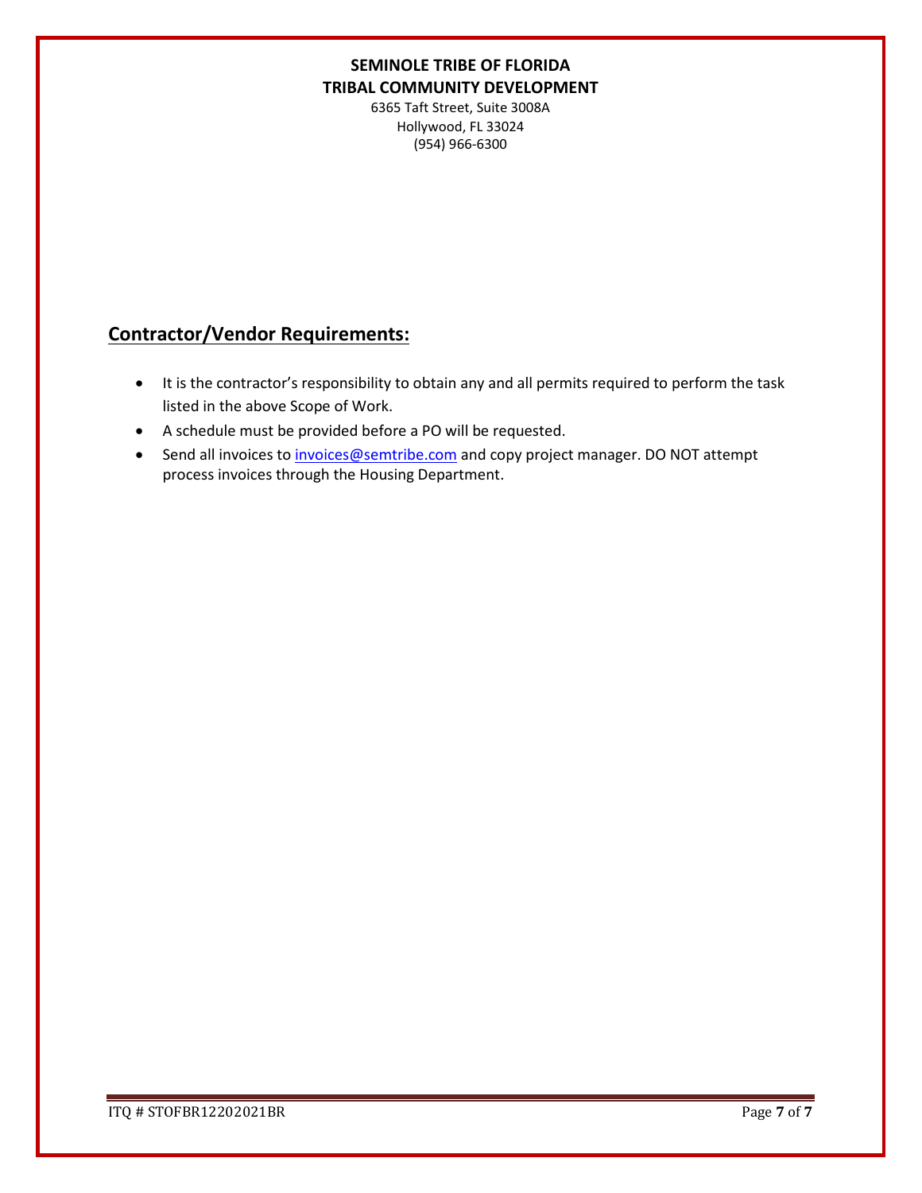**SEMINOLE TRIBE OF FLORIDA**
**TRIBAL COMMUNITY DEVELOPMENT**
6365 Taft Street, Suite 3008A
Hollywood, FL 33024
(954) 966-6300

## Contractor/Vendor Requirements:

- It is the contractor's responsibility to obtain any and all permits required to perform the task listed in the above Scope of Work.
- A schedule must be provided before a PO will be requested.
- Send all invoices to invoices@semtribe.com and copy project manager. DO NOT attempt process invoices through the Housing Department.